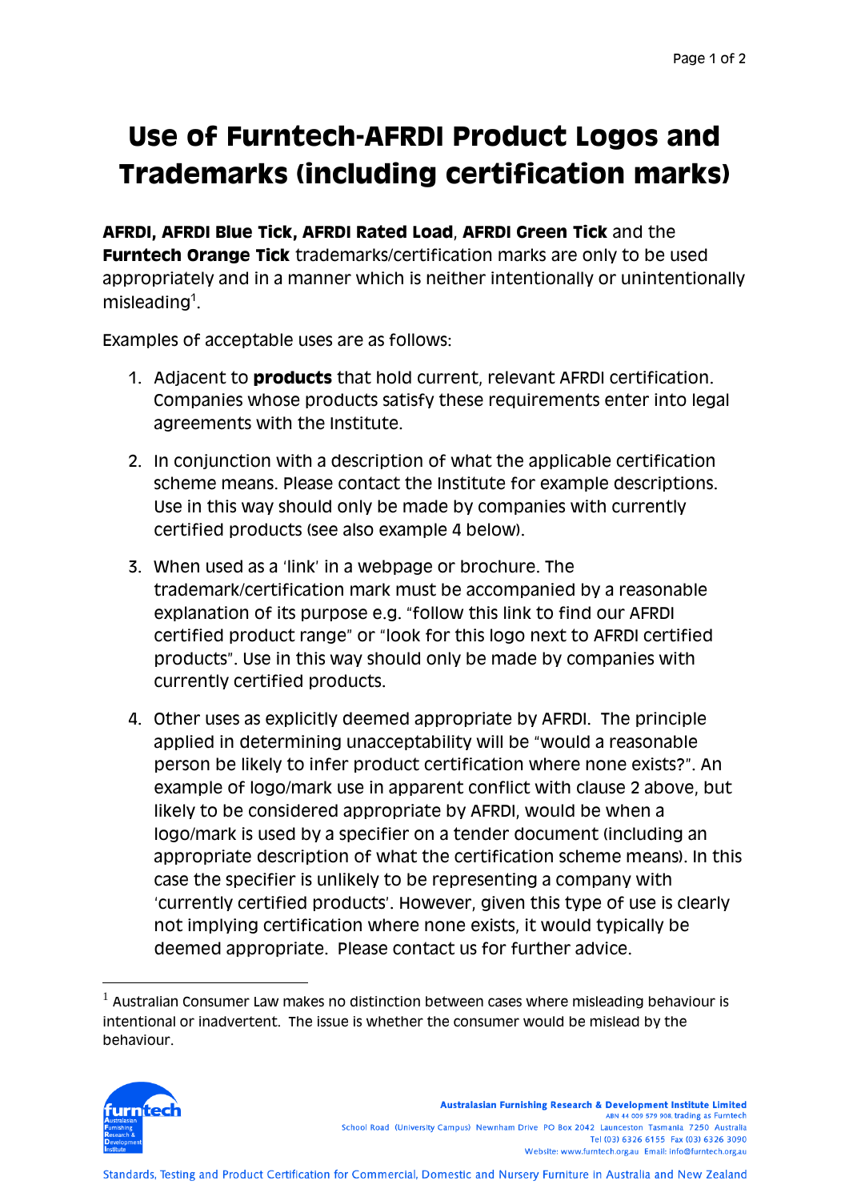# Use of Furntech-AFRDI Product Logos and Trademarks (including certification marks)

**AFRDI, AFRDI Blue Tick, AFRDI Rated Load**, **AFRDI Green Tick** and the **Furntech Orange Tick** trademarks/certification marks are only to be used appropriately and in a manner which is neither intentionally or unintentionally misleading[1].

Examples of acceptable uses are as follows:

1. Adjacent to **products** that hold current, relevant AFRDI certification. Companies whose products satisfy these requirements enter into legal agreements with the Institute.

2. In conjunction with a description of what the applicable certification scheme means. Please contact the Institute for example descriptions. Use in this way should only be made by companies with currently certified products (see also example 4 below).

3. When used as a 'link' in a webpage or brochure. The trademark/certification mark must be accompanied by a reasonable explanation of its purpose e.g. "follow this link to find our AFRDI certified product range" or "look for this logo next to AFRDI certified products". Use in this way should only be made by companies with currently certified products.

4. Other uses as explicitly deemed appropriate by AFRDI. The principle applied in determining unacceptability will be "would a reasonable person be likely to infer product certification where none exists?". An example of logo/mark use in apparent conflict with clause 2 above, but likely to be considered appropriate by AFRDI, would be when a logo/mark is used by a specifier on a tender document (including an appropriate description of what the certification scheme means). In this case the specifier is unlikely to be representing a company with 'currently certified products'. However, given this type of use is clearly not implying certification where none exists, it would typically be deemed appropriate. Please contact us for further advice.

[1] Australian Consumer Law makes no distinction between cases where misleading behaviour is intentional or inadvertent. The issue is whether the consumer would be mislead by the behaviour.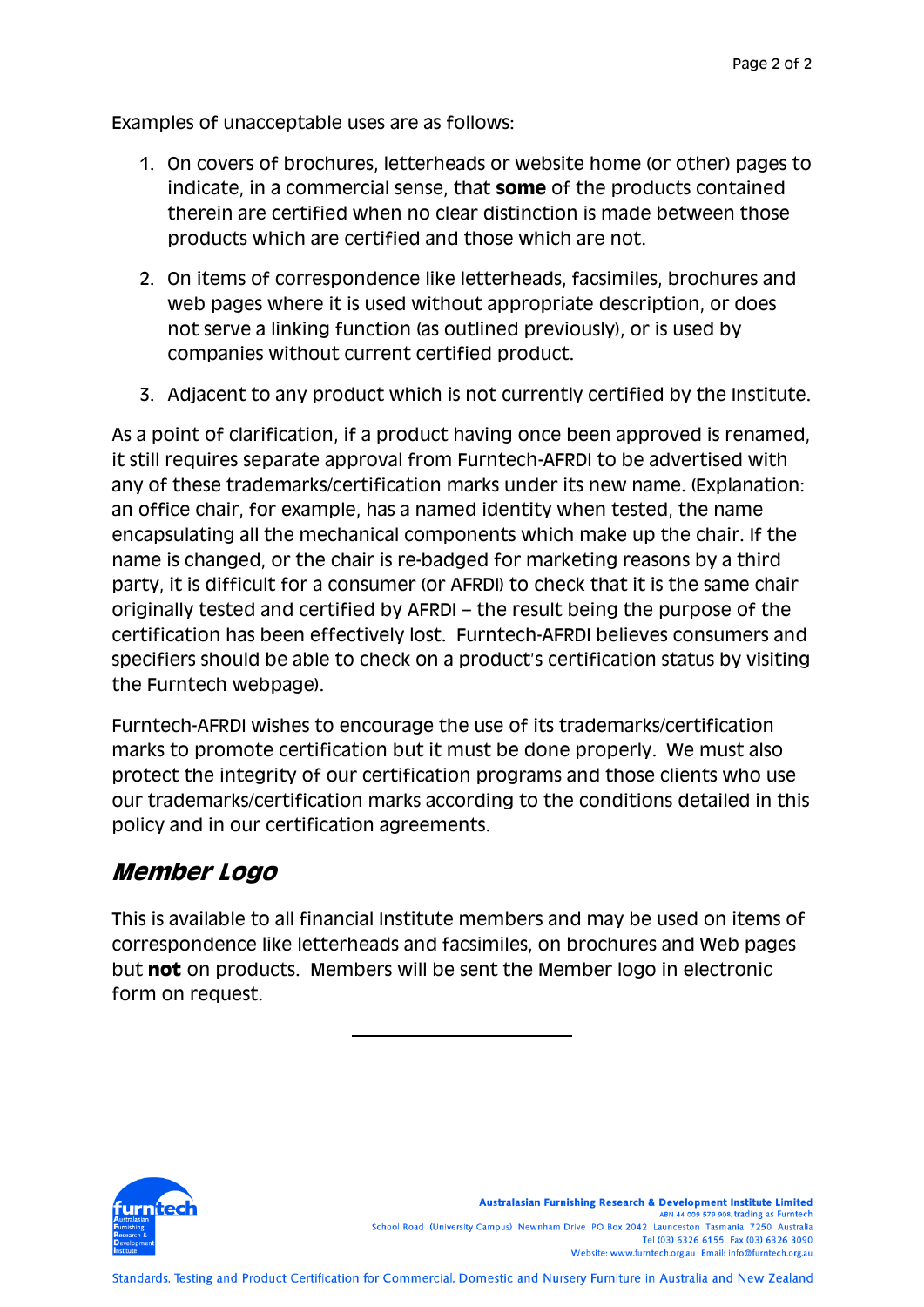Examples of unacceptable uses are as follows:

1. On covers of brochures, letterheads or website home (or other) pages to indicate, in a commercial sense, that **some** of the products contained therein are certified when no clear distinction is made between those products which are certified and those which are not.

2. On items of correspondence like letterheads, facsimiles, brochures and web pages where it is used without appropriate description, or does not serve a linking function (as outlined previously), or is used by companies without current certified product.

3. Adjacent to any product which is not currently certified by the Institute.

As a point of clarification, if a product having once been approved is renamed, it still requires separate approval from Furntech-AFRDI to be advertised with any of these trademarks/certification marks under its new name. (Explanation: an office chair, for example, has a named identity when tested, the name encapsulating all the mechanical components which make up the chair. If the name is changed, or the chair is re-badged for marketing reasons by a third party, it is difficult for a consumer (or AFRDI) to check that it is the same chair originally tested and certified by AFRDI – the result being the purpose of the certification has been effectively lost. Furntech-AFRDI believes consumers and specifiers should be able to check on a product's certification status by visiting the Furntech webpage).

Furntech-AFRDI wishes to encourage the use of its trademarks/certification marks to promote certification but it must be done properly. We must also protect the integrity of our certification programs and those clients who use our trademarks/certification marks according to the conditions detailed in this policy and in our certification agreements.

## *Member Logo*

This is available to all financial Institute members and may be used on items of correspondence like letterheads and facsimiles, on brochures and Web pages but **not** on products. Members will be sent the Member logo in electronic form on request.

---

**Australasian Furnishing Research & Development Institute Limited**
ABN 44 009 579 908, trading as Furntech
School Road (University Campus) Newnham Drive PO Box 2042 Launceston Tasmania 7250 Australia
Tel (03) 6326 6155 Fax (03) 6326 3090
Website: www.furntech.org.au Email: info@furntech.org.au

Standards, Testing and Product Certification for Commercial, Domestic and Nursery Furniture in Australia and New Zealand